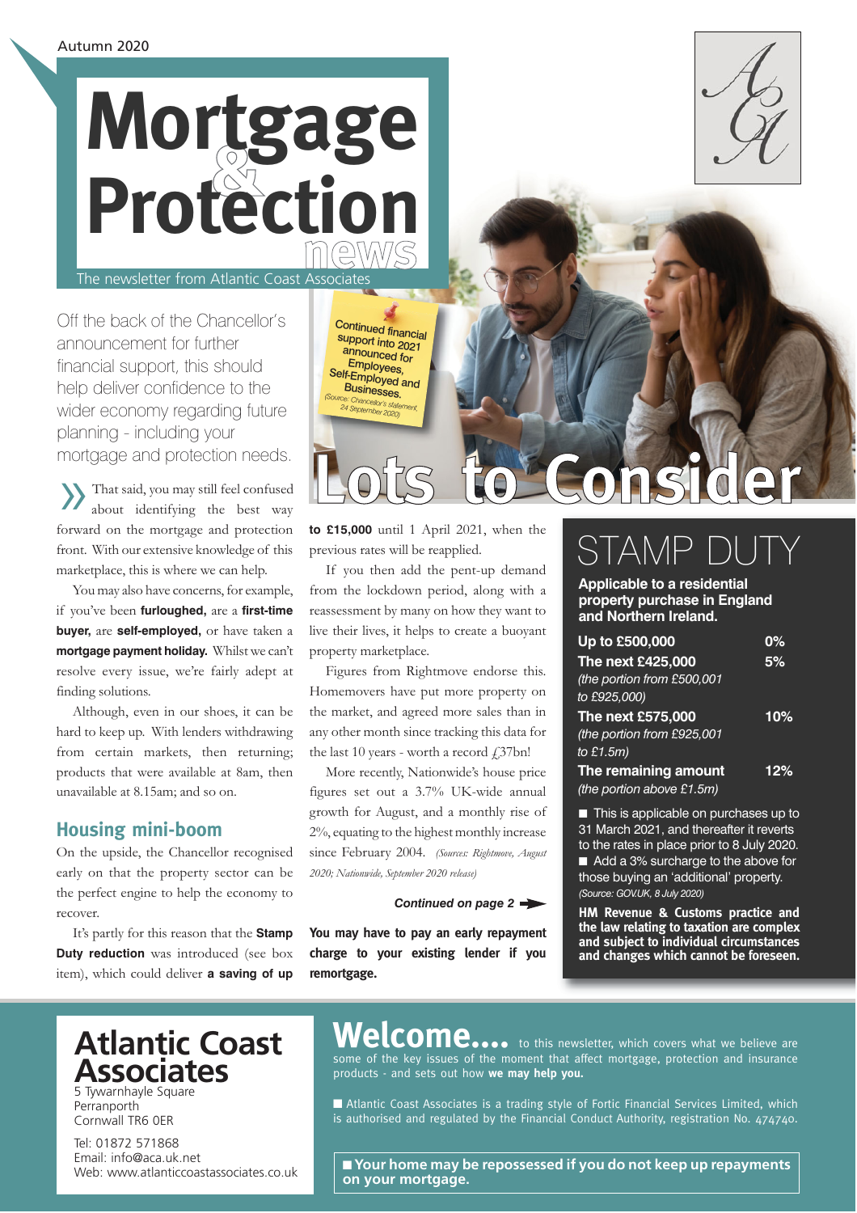Autumn 2020

# Mortgage & Protection news

The newsletter from Atlantic Coast Associates

Off the back of the Chancellor's announcement for further financial support, this should help deliver confidence to the wider economy regarding future planning - including your mortgage and protection needs.

Continued financial support into 2021 announced for Employees, Self-Employed and Businesses. *(Source: Chancellor's statement, 24 September 2020)*

## Lots to Consider

That said, you may still feel confused about identifying the best way forward on the mortgage and protection front. With our extensive knowledge of this marketplace, this is where we can help.

You may also have concerns, for example, if you've been **furloughed,** are a **first-time buyer,** are **self-employed,** or have taken a **mortgage payment holiday.** Whilst we can't resolve every issue, we're fairly adept at finding solutions.

Although, even in our shoes, it can be hard to keep up. With lenders withdrawing from certain markets, then returning; products that were available at 8am, then unavailable at 8.15am; and so on.

### Housing mini-boom

On the upside, the Chancellor recognised early on that the property sector can be the perfect engine to help the economy to recover.

It's partly for this reason that the **Stamp Duty reduction** was introduced (see box item), which could deliver **a saving of up to £15,000** until 1 April 2021, when the previous rates will be reapplied.

If you then add the pent-up demand from the lockdown period, along with a reassessment by many on how they want to live their lives, it helps to create a buoyant property marketplace.

Figures from Rightmove endorse this. Homemovers have put more property on the market, and agreed more sales than in any other month since tracking this data for the last 10 years - worth a record £37bn!

More recently, Nationwide's house price figures set out a 3.7% UK-wide annual growth for August, and a monthly rise of 2%, equating to the highest monthly increase since February 2004. *(Sources: Rightmove, August 2020; Nationwide, September 2020 release)*

***Continued on page 2***

**You may have to pay an early repayment charge to your existing lender if you remortgage.**

## STAMP DUTY

**Applicable to a residential property purchase in England and Northern Ireland.**

| | |
|---|---|
| **Up to £500,000** | **0%** |
| **The next £425,000** *(the portion from £500,001 to £925,000)* | **5%** |
| **The next £575,000** *(the portion from £925,001 to £1.5m)* | **10%** |
| **The remaining amount** *(the portion above £1.5m)* | **12%** |

- This is applicable on purchases up to 31 March 2021, and thereafter it reverts to the rates in place prior to 8 July 2020.
- Add a 3% surcharge to the above for those buying an 'additional' property.

*(Source: GOV.UK, 8 July 2020)*

**HM Revenue & Customs practice and the law relating to taxation are complex and subject to individual circumstances and changes which cannot be foreseen.**

## Atlantic Coast Associates

5 Tywarnhayle Square
Perranporth
Cornwall TR6 0ER

Tel: 01872 571868
Email: info@aca.uk.net
Web: www.atlanticcoastassociates.co.uk

**Welcome....** to this newsletter, which covers what we believe are some of the key issues of the moment that affect mortgage, protection and insurance products - and sets out how **we may help you.**

- Atlantic Coast Associates is a trading style of Fortic Financial Services Limited, which is authorised and regulated by the Financial Conduct Authority, registration No. 474740.

- **Your home may be repossessed if you do not keep up repayments on your mortgage.**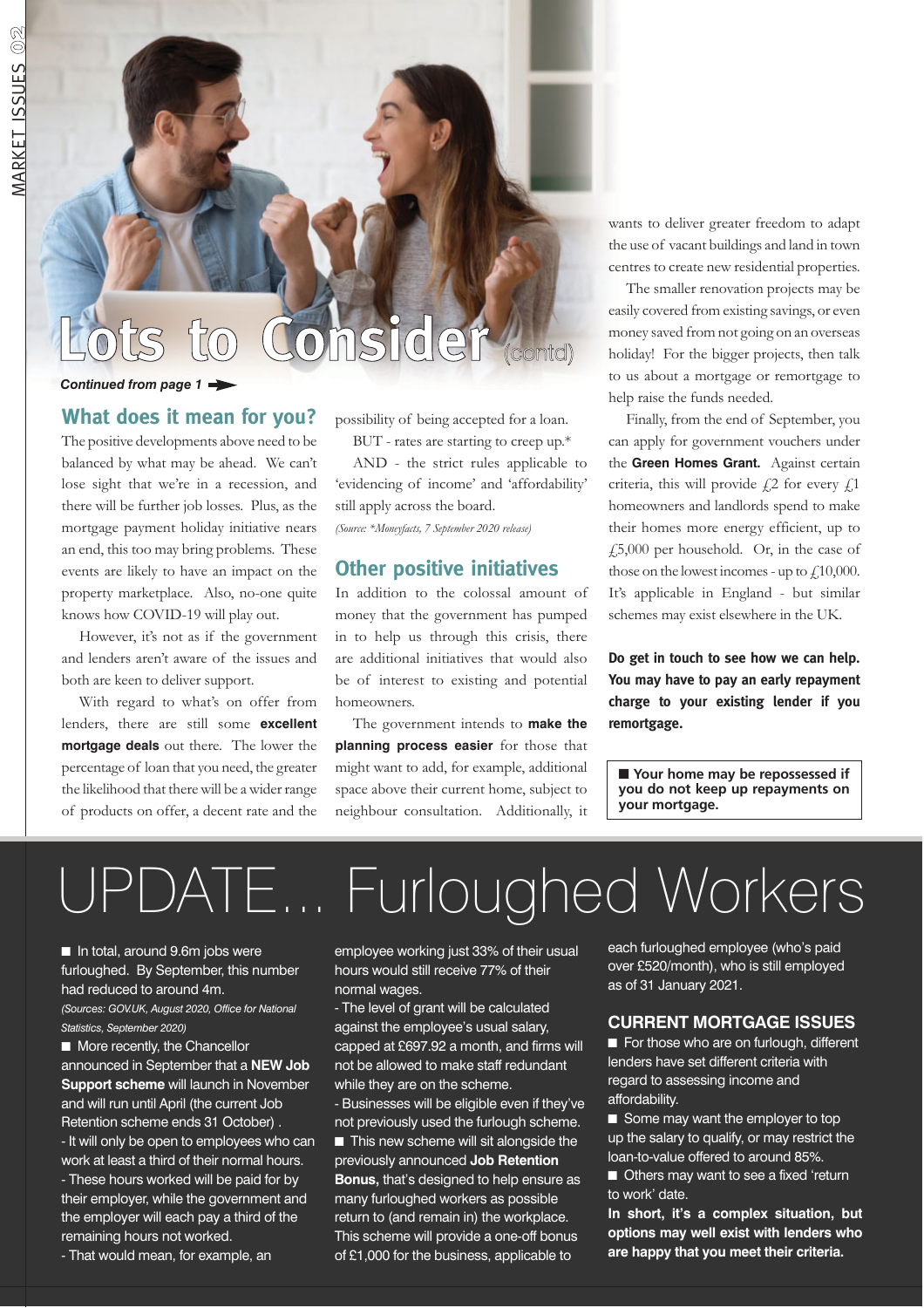# Lots to Consider (contd)

*Continued from page 1*

## What does it mean for you?

The positive developments above need to be balanced by what may be ahead. We can't lose sight that we're in a recession, and there will be further job losses. Plus, as the mortgage payment holiday initiative nears an end, this too may bring problems. These events are likely to have an impact on the property marketplace. Also, no-one quite knows how COVID-19 will play out.

However, it's not as if the government and lenders aren't aware of the issues and both are keen to deliver support.

With regard to what's on offer from lenders, there are still some **excellent mortgage deals** out there. The lower the percentage of loan that you need, the greater the likelihood that there will be a wider range of products on offer, a decent rate and the possibility of being accepted for a loan.

BUT - rates are starting to creep up.*

AND - the strict rules applicable to 'evidencing of income' and 'affordability' still apply across the board.

*(Source: *Moneyfacts, 7 September 2020 release)*

## Other positive initiatives

In addition to the colossal amount of money that the government has pumped in to help us through this crisis, there are additional initiatives that would also be of interest to existing and potential homeowners.

The government intends to **make the planning process easier** for those that might want to add, for example, additional space above their current home, subject to neighbour consultation. Additionally, it wants to deliver greater freedom to adapt the use of vacant buildings and land in town centres to create new residential properties.

The smaller renovation projects may be easily covered from existing savings, or even money saved from not going on an overseas holiday! For the bigger projects, then talk to us about a mortgage or remortgage to help raise the funds needed.

Finally, from the end of September, you can apply for government vouchers under the **Green Homes Grant.** Against certain criteria, this will provide £2 for every £1 homeowners and landlords spend to make their homes more energy efficient, up to £5,000 per household. Or, in the case of those on the lowest incomes - up to £10,000. It's applicable in England - but similar schemes may exist elsewhere in the UK.

**Do get in touch to see how we can help. You may have to pay an early repayment charge to your existing lender if you remortgage.**

**Your home may be repossessed if you do not keep up repayments on your mortgage.**

# UPDATE... Furloughed Workers

- In total, around 9.6m jobs were furloughed. By September, this number had reduced to around 4m.

*(Sources: GOV.UK, August 2020, Office for National Statistics, September 2020)*

- More recently, the Chancellor announced in September that a **NEW Job Support scheme** will launch in November and will run until April (the current Job Retention scheme ends 31 October) .
  - It will only be open to employees who can work at least a third of their normal hours.
  - These hours worked will be paid for by their employer, while the government and the employer will each pay a third of the remaining hours not worked.
  - That would mean, for example, an employee working just 33% of their usual hours would still receive 77% of their normal wages.
  - The level of grant will be calculated against the employee's usual salary, capped at £697.92 a month, and firms will not be allowed to make staff redundant while they are on the scheme.
  - Businesses will be eligible even if they've not previously used the furlough scheme.
- This new scheme will sit alongside the previously announced **Job Retention Bonus,** that's designed to help ensure as many furloughed workers as possible return to (and remain in) the workplace. This scheme will provide a one-off bonus of £1,000 for the business, applicable to each furloughed employee (who's paid over £520/month), who is still employed as of 31 January 2021.

## CURRENT MORTGAGE ISSUES

- For those who are on furlough, different lenders have set different criteria with regard to assessing income and affordability.
- Some may want the employer to top up the salary to qualify, or may restrict the loan-to-value offered to around 85%.
- Others may want to see a fixed 'return to work' date.

**In short, it's a complex situation, but options may well exist with lenders who are happy that you meet their criteria.**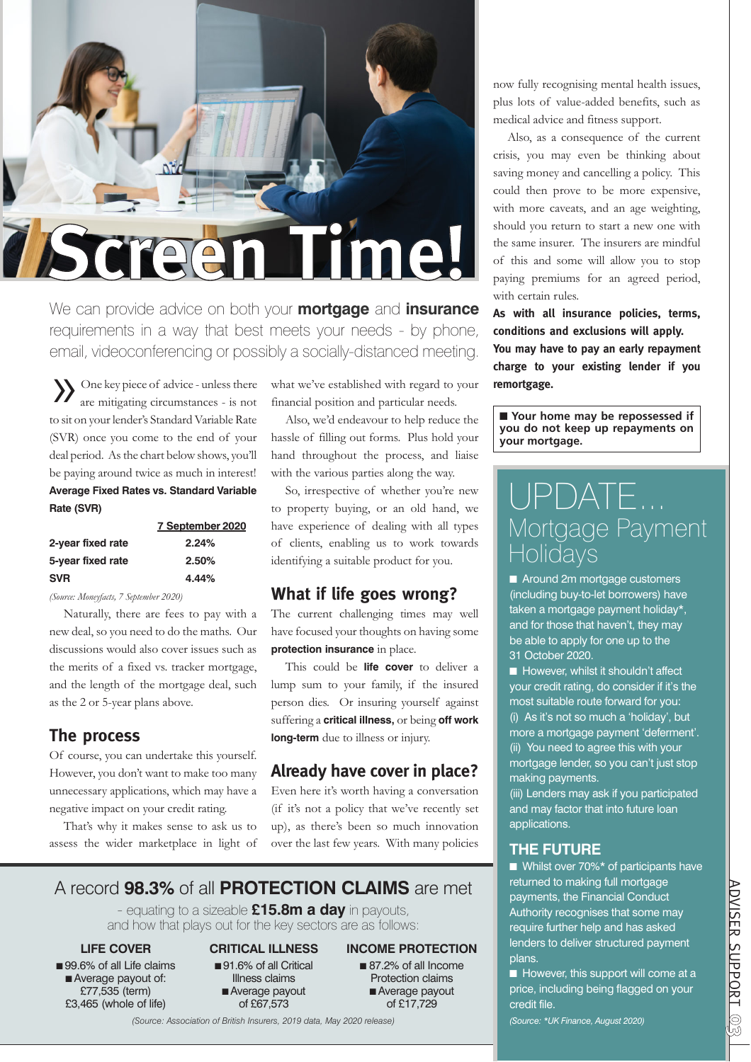# Screen Time!

We can provide advice on both your **mortgage** and **insurance** requirements in a way that best meets your needs - by phone, email, videoconferencing or possibly a socially-distanced meeting.

» One key piece of advice - unless there are mitigating circumstances - is not to sit on your lender's Standard Variable Rate (SVR) once you come to the end of your deal period. As the chart below shows, you'll be paying around twice as much in interest!

**Average Fixed Rates vs. Standard Variable Rate (SVR)**

| | 7 September 2020 |
|---|---|
| **2-year fixed rate** | **2.24%** |
| **5-year fixed rate** | **2.50%** |
| **SVR** | **4.44%** |

*(Source: Moneyfacts, 7 September 2020)*

Naturally, there are fees to pay with a new deal, so you need to do the maths. Our discussions would also cover issues such as the merits of a fixed vs. tracker mortgage, and the length of the mortgage deal, such as the 2 or 5-year plans above.

## The process

Of course, you can undertake this yourself. However, you don't want to make too many unnecessary applications, which may have a negative impact on your credit rating.

That's why it makes sense to ask us to assess the wider marketplace in light of what we've established with regard to your financial position and particular needs.

Also, we'd endeavour to help reduce the hassle of filling out forms. Plus hold your hand throughout the process, and liaise with the various parties along the way.

So, irrespective of whether you're new to property buying, or an old hand, we have experience of dealing with all types of clients, enabling us to work towards identifying a suitable product for you.

## What if life goes wrong?

The current challenging times may well have focused your thoughts on having some **protection insurance** in place.

This could be **life cover** to deliver a lump sum to your family, if the insured person dies. Or insuring yourself against suffering a **critical illness**, or being **off work long-term** due to illness or injury.

## Already have cover in place?

Even here it's worth having a conversation (if it's not a policy that we've recently set up), as there's been so much innovation over the last few years. With many policies now fully recognising mental health issues, plus lots of value-added benefits, such as medical advice and fitness support.

Also, as a consequence of the current crisis, you may even be thinking about saving money and cancelling a policy. This could then prove to be more expensive, with more caveats, and an age weighting, should you return to start a new one with the same insurer. The insurers are mindful of this and some will allow you to stop paying premiums for an agreed period, with certain rules.

**As with all insurance policies, terms, conditions and exclusions will apply.**

**You may have to pay an early repayment charge to your existing lender if you remortgage.**

**■ Your home may be repossessed if you do not keep up repayments on your mortgage.**

## A record **98.3%** of all **PROTECTION CLAIMS** are met

- equating to a sizeable **£15.8m a day** in payouts, and how that plays out for the key sectors are as follows:

**LIFE COVER**
- 99.6% of all Life claims
- Average payout of: £77,535 (term) £3,465 (whole of life)

**CRITICAL ILLNESS**
- 91.6% of all Critical Illness claims
- Average payout of £67,573

**INCOME PROTECTION**
- 87.2% of all Income Protection claims
- Average payout of £17,729

*(Source: Association of British Insurers, 2019 data, May 2020 release)*

## UPDATE... Mortgage Payment Holidays

- Around 2m mortgage customers (including buy-to-let borrowers) have taken a mortgage payment holiday*, and for those that haven't, they may be able to apply for one up to the 31 October 2020.
- However, whilst it shouldn't affect your credit rating, do consider if it's the most suitable route forward for you:
  (i) As it's not so much a 'holiday', but more a mortgage payment 'deferment'.
  (ii) You need to agree this with your mortgage lender, so you can't just stop making payments.
  (iii) Lenders may ask if you participated and may factor that into future loan applications.

### THE FUTURE

- Whilst over 70%* of participants have returned to making full mortgage payments, the Financial Conduct Authority recognises that some may require further help and has asked lenders to deliver structured payment plans.
- However, this support will come at a price, including being flagged on your credit file.

*(Source: *UK Finance, August 2020)*

ADVISER SUPPORT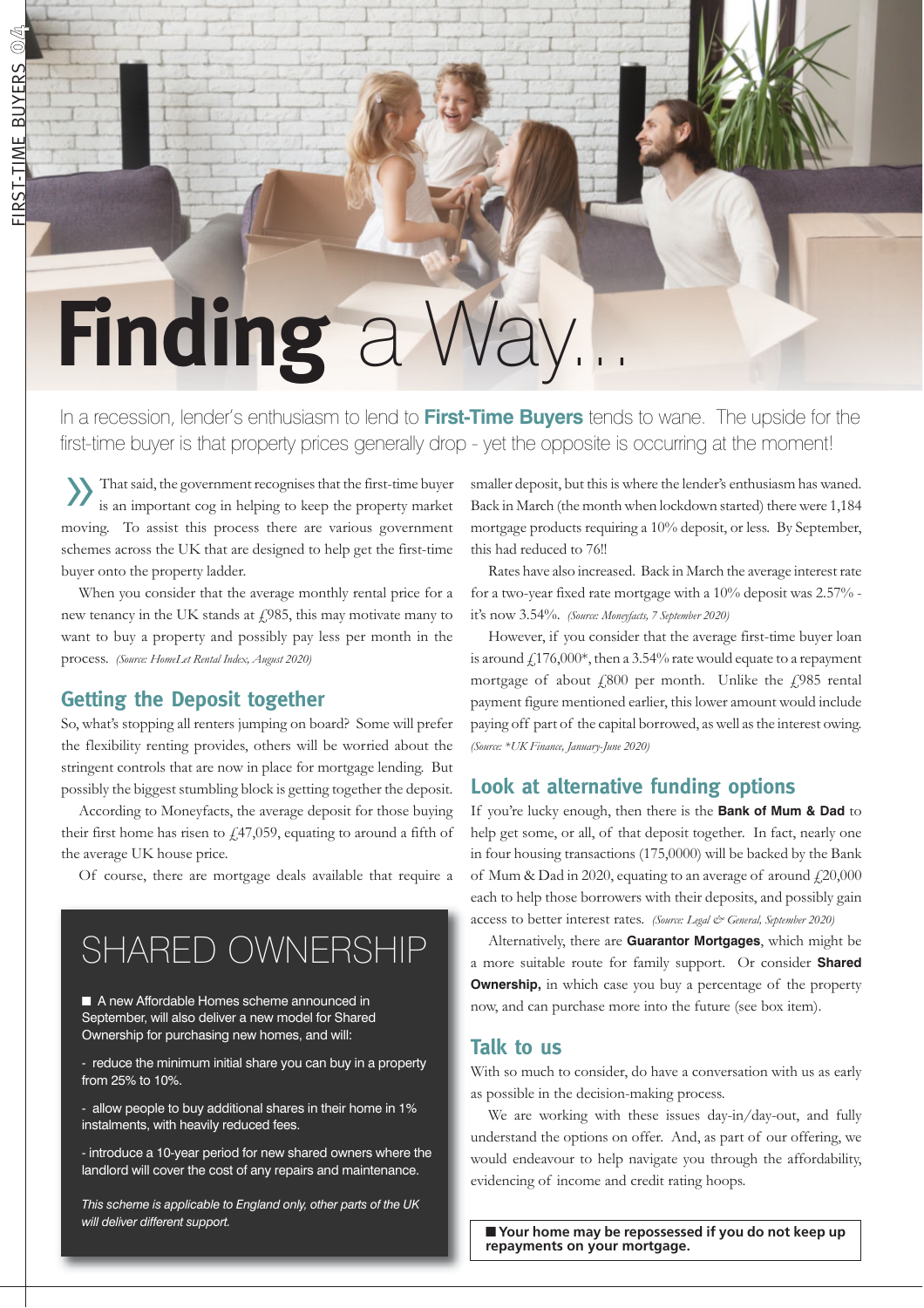# Finding a Way...

In a recession, lender's enthusiasm to lend to **First-Time Buyers** tends to wane. The upside for the first-time buyer is that property prices generally drop - yet the opposite is occurring at the moment!

That said, the government recognises that the first-time buyer is an important cog in helping to keep the property market moving. To assist this process there are various government schemes across the UK that are designed to help get the first-time buyer onto the property ladder.

When you consider that the average monthly rental price for a new tenancy in the UK stands at £985, this may motivate many to want to buy a property and possibly pay less per month in the process. *(Source: HomeLet Rental Index, August 2020)*

## Getting the Deposit together

So, what's stopping all renters jumping on board? Some will prefer the flexibility renting provides, others will be worried about the stringent controls that are now in place for mortgage lending. But possibly the biggest stumbling block is getting together the deposit.

According to Moneyfacts, the average deposit for those buying their first home has risen to £47,059, equating to around a fifth of the average UK house price.

Of course, there are mortgage deals available that require a smaller deposit, but this is where the lender's enthusiasm has waned. Back in March (the month when lockdown started) there were 1,184 mortgage products requiring a 10% deposit, or less. By September, this had reduced to 76!!

Rates have also increased. Back in March the average interest rate for a two-year fixed rate mortgage with a 10% deposit was 2.57% - it's now 3.54%. *(Source: Moneyfacts, 7 September 2020)*

However, if you consider that the average first-time buyer loan is around £176,000*, then a 3.54% rate would equate to a repayment mortgage of about £800 per month. Unlike the £985 rental payment figure mentioned earlier, this lower amount would include paying off part of the capital borrowed, as well as the interest owing. *(Source: *UK Finance, January-June 2020)*

## SHARED OWNERSHIP

- A new Affordable Homes scheme announced in September, will also deliver a new model for Shared Ownership for purchasing new homes, and will:

- reduce the minimum initial share you can buy in a property from 25% to 10%.

- allow people to buy additional shares in their home in 1% instalments, with heavily reduced fees.

- introduce a 10-year period for new shared owners where the landlord will cover the cost of any repairs and maintenance.

*This scheme is applicable to England only, other parts of the UK will deliver different support.*

## Look at alternative funding options

If you're lucky enough, then there is the **Bank of Mum & Dad** to help get some, or all, of that deposit together. In fact, nearly one in four housing transactions (175,0000) will be backed by the Bank of Mum & Dad in 2020, equating to an average of around £20,000 each to help those borrowers with their deposits, and possibly gain access to better interest rates. *(Source: Legal & General, September 2020)*

Alternatively, there are **Guarantor Mortgages**, which might be a more suitable route for family support. Or consider **Shared Ownership,** in which case you buy a percentage of the property now, and can purchase more into the future (see box item).

## Talk to us

With so much to consider, do have a conversation with us as early as possible in the decision-making process.

We are working with these issues day-in/day-out, and fully understand the options on offer. And, as part of our offering, we would endeavour to help navigate you through the affordability, evidencing of income and credit rating hoops.

**Your home may be repossessed if you do not keep up repayments on your mortgage.**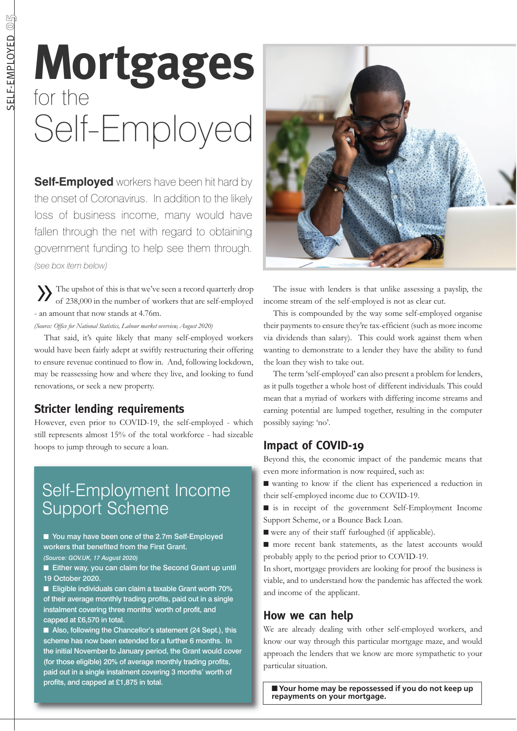# Mortgages for the Self-Employed

**Self-Employed** workers have been hit hard by the onset of Coronavirus. In addition to the likely loss of business income, many would have fallen through the net with regard to obtaining government funding to help see them through.

*(see box item below)*

» The upshot of this is that we've seen a record quarterly drop of 238,000 in the number of workers that are self-employed - an amount that now stands at 4.76m.

*(Source: Office for National Statistics, Labour market overview, August 2020)*

That said, it's quite likely that many self-employed workers would have been fairly adept at swiftly restructuring their offering to ensure revenue continued to flow in. And, following lockdown, may be reassessing how and where they live, and looking to fund renovations, or seek a new property.

## Stricter lending requirements

However, even prior to COVID-19, the self-employed - which still represents almost 15% of the total workforce - had sizeable hoops to jump through to secure a loan.

> ### Self-Employment Income Support Scheme
>
> - You may have been one of the 2.7m Self-Employed workers that benefited from the First Grant.
>
> *(Source: GOV.UK, 17 August 2020)*
>
> - Either way, you can claim for the Second Grant up until 19 October 2020.
> - Eligible individuals can claim a taxable Grant worth 70% of their average monthly trading profits, paid out in a single instalment covering three months' worth of profit, and capped at £6,570 in total.
> - Also, following the Chancellor's statement (24 Sept.), this scheme has now been extended for a further 6 months. In the initial November to January period, the Grant would cover (for those eligible) 20% of average monthly trading profits, paid out in a single instalment covering 3 months' worth of profits, and capped at £1,875 in total.

The issue with lenders is that unlike assessing a payslip, the income stream of the self-employed is not as clear cut.

This is compounded by the way some self-employed organise their payments to ensure they're tax-efficient (such as more income via dividends than salary). This could work against them when wanting to demonstrate to a lender they have the ability to fund the loan they wish to take out.

The term 'self-employed' can also present a problem for lenders, as it pulls together a whole host of different individuals. This could mean that a myriad of workers with differing income streams and earning potential are lumped together, resulting in the computer possibly saying: 'no'.

## Impact of COVID-19

Beyond this, the economic impact of the pandemic means that even more information is now required, such as:

- wanting to know if the client has experienced a reduction in their self-employed income due to COVID-19.
- is in receipt of the government Self-Employment Income Support Scheme, or a Bounce Back Loan.
- were any of their staff furloughed (if applicable).
- more recent bank statements, as the latest accounts would probably apply to the period prior to COVID-19.

In short, mortgage providers are looking for proof the business is viable, and to understand how the pandemic has affected the work and income of the applicant.

## How we can help

We are already dealing with other self-employed workers, and know our way through this particular mortgage maze, and would approach the lenders that we know are more sympathetic to your particular situation.

**■ Your home may be repossessed if you do not keep up repayments on your mortgage.**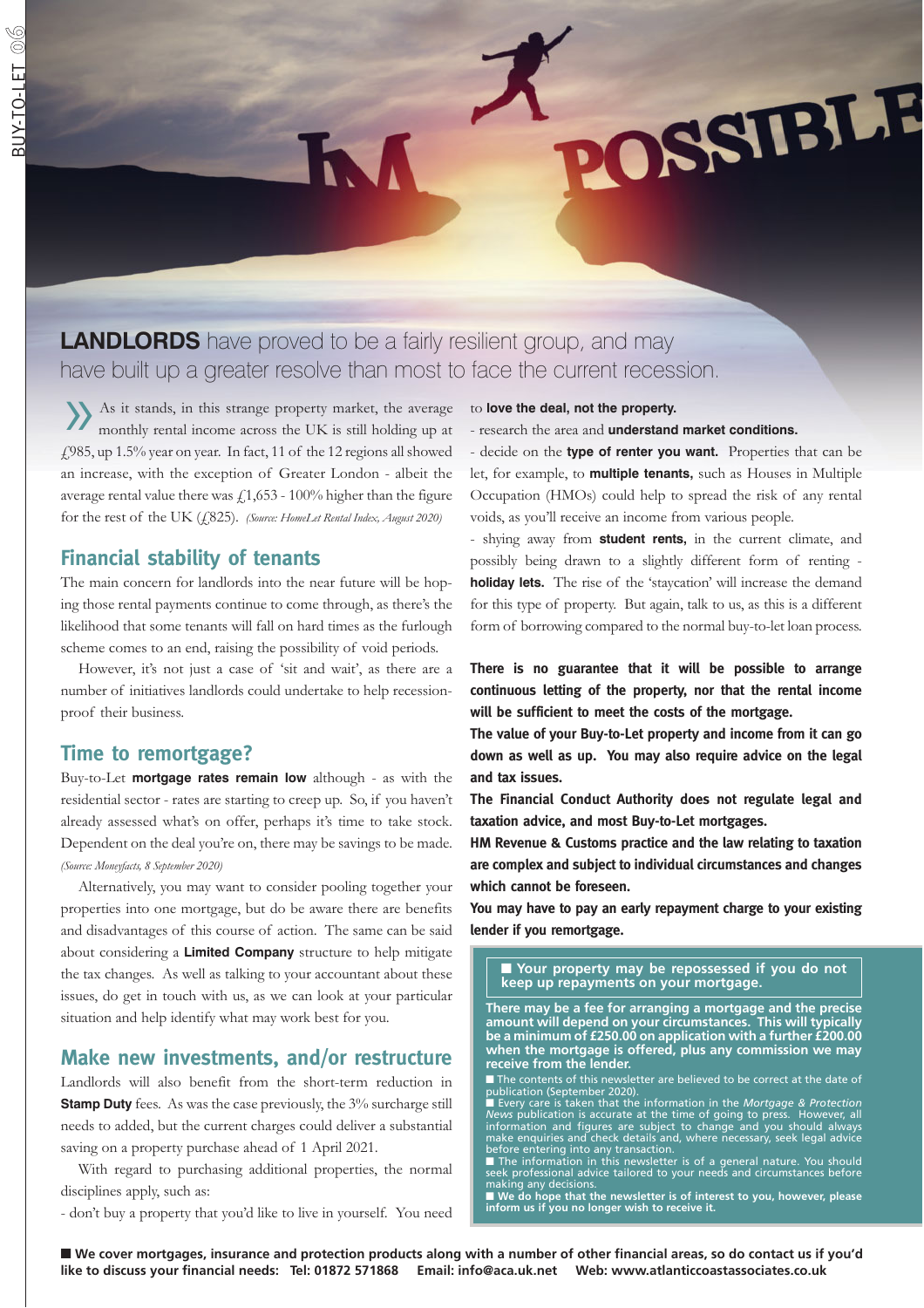# IMPOSSIBLE

**LANDLORDS** have proved to be a fairly resilient group, and may have built up a greater resolve than most to face the current recession.

As it stands, in this strange property market, the average monthly rental income across the UK is still holding up at £985, up 1.5% year on year. In fact, 11 of the 12 regions all showed an increase, with the exception of Greater London - albeit the average rental value there was £1,653 - 100% higher than the figure for the rest of the UK (£825). *(Source: HomeLet Rental Index, August 2020)*

## Financial stability of tenants

The main concern for landlords into the near future will be hoping those rental payments continue to come through, as there's the likelihood that some tenants will fall on hard times as the furlough scheme comes to an end, raising the possibility of void periods.

However, it's not just a case of 'sit and wait', as there are a number of initiatives landlords could undertake to help recession-proof their business.

## Time to remortgage?

Buy-to-Let **mortgage rates remain low** although - as with the residential sector - rates are starting to creep up. So, if you haven't already assessed what's on offer, perhaps it's time to take stock. Dependent on the deal you're on, there may be savings to be made. *(Source: Moneyfacts, 8 September 2020)*

Alternatively, you may want to consider pooling together your properties into one mortgage, but do be aware there are benefits and disadvantages of this course of action. The same can be said about considering a **Limited Company** structure to help mitigate the tax changes. As well as talking to your accountant about these issues, do get in touch with us, as we can look at your particular situation and help identify what may work best for you.

## Make new investments, and/or restructure

Landlords will also benefit from the short-term reduction in **Stamp Duty** fees. As was the case previously, the 3% surcharge still needs to added, but the current charges could deliver a substantial saving on a property purchase ahead of 1 April 2021.

With regard to purchasing additional properties, the normal disciplines apply, such as:

- don't buy a property that you'd like to live in yourself. You need to **love the deal, not the property.**
- research the area and **understand market conditions.**
- decide on the **type of renter you want.** Properties that can be let, for example, to **multiple tenants,** such as Houses in Multiple Occupation (HMOs) could help to spread the risk of any rental voids, as you'll receive an income from various people.
- shying away from **student rents,** in the current climate, and possibly being drawn to a slightly different form of renting - **holiday lets.** The rise of the 'staycation' will increase the demand for this type of property. But again, talk to us, as this is a different form of borrowing compared to the normal buy-to-let loan process.

**There is no guarantee that it will be possible to arrange continuous letting of the property, nor that the rental income will be sufficient to meet the costs of the mortgage.**

**The value of your Buy-to-Let property and income from it can go down as well as up. You may also require advice on the legal and tax issues.**

**The Financial Conduct Authority does not regulate legal and taxation advice, and most Buy-to-Let mortgages.**

**HM Revenue & Customs practice and the law relating to taxation are complex and subject to individual circumstances and changes which cannot be foreseen.**

**You may have to pay an early repayment charge to your existing lender if you remortgage.**

**■ Your property may be repossessed if you do not keep up repayments on your mortgage.**

**There may be a fee for arranging a mortgage and the precise amount will depend on your circumstances. This will typically be a minimum of £250.00 on application with a further £200.00 when the mortgage is offered, plus any commission we may receive from the lender.**

■ The contents of this newsletter are believed to be correct at the date of publication (September 2020).

■ Every care is taken that the information in the *Mortgage & Protection News* publication is accurate at the time of going to press. However, all information and figures are subject to change and you should always make enquiries and check details and, where necessary, seek legal advice before entering into any transaction.

■ The information in this newsletter is of a general nature. You should seek professional advice tailored to your needs and circumstances before making any decisions.

**■ We do hope that the newsletter is of interest to you, however, please inform us if you no longer wish to receive it.**

**■ We cover mortgages, insurance and protection products along with a number of other financial areas, so do contact us if you'd like to discuss your financial needs: Tel: 01872 571868 Email: info@aca.uk.net Web: www.atlanticcoastassociates.co.uk**